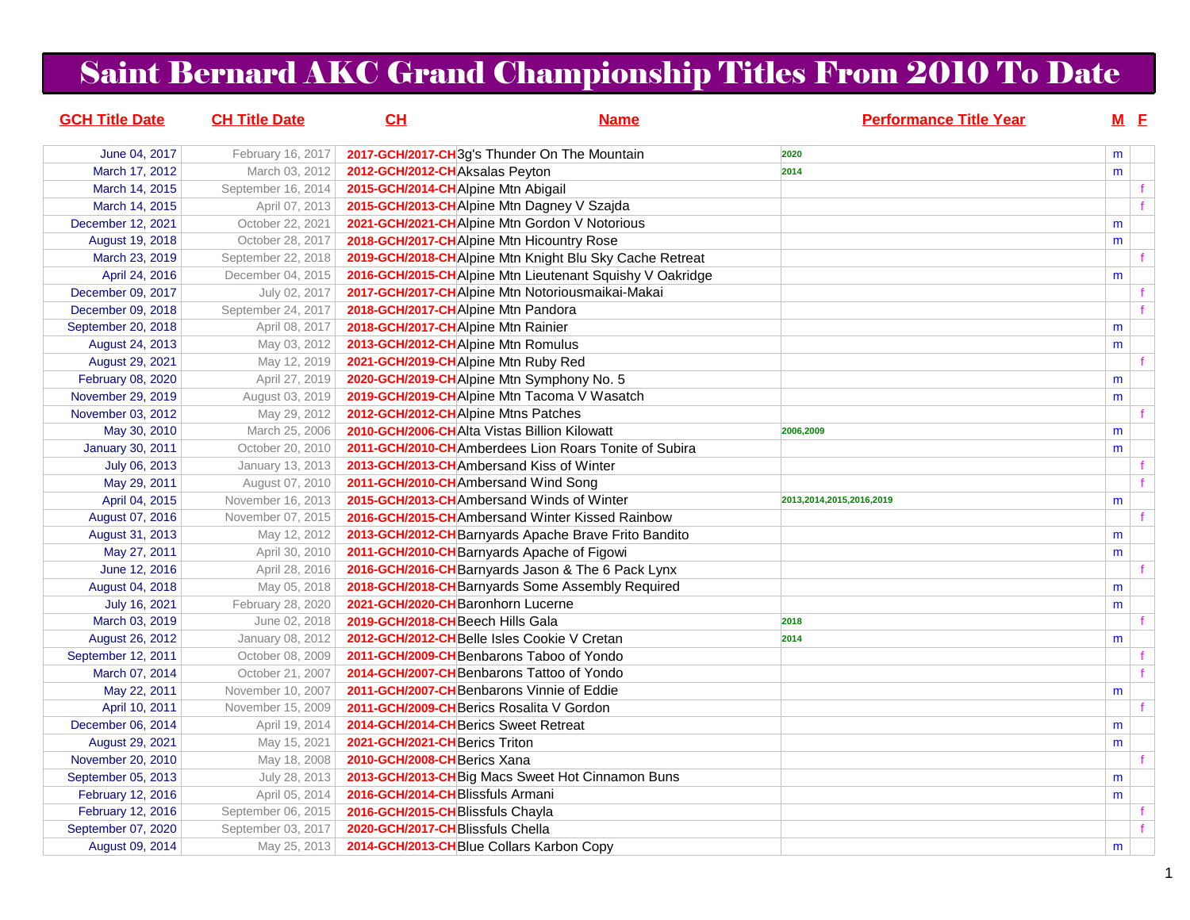# Saint Bernard AKC Grand Championship Titles From 2010 To Date

| GCH Title Date | CH Title Date | CH | Name | Performance Title Year | M | F |
|---|---|---|---|---|---|---|
| June 04, 2017 | February 16, 2017 | 2017-GCH/2017-CH | 3g's Thunder On The Mountain | 2020 | m | |
| March 17, 2012 | March 03, 2012 | 2012-GCH/2012-CH | Aksalas Peyton | 2014 | m | |
| March 14, 2015 | September 16, 2014 | 2015-GCH/2014-CH | Alpine Mtn Abigail | | | f |
| March 14, 2015 | April 07, 2013 | 2015-GCH/2013-CH | Alpine Mtn Dagney V Szajda | | | f |
| December 12, 2021 | October 22, 2021 | 2021-GCH/2021-CH | Alpine Mtn Gordon V Notorious | | m | |
| August 19, 2018 | October 28, 2017 | 2018-GCH/2017-CH | Alpine Mtn Hicountry Rose | | m | |
| March 23, 2019 | September 22, 2018 | 2019-GCH/2018-CH | Alpine Mtn Knight Blu Sky Cache Retreat | | | f |
| April 24, 2016 | December 04, 2015 | 2016-GCH/2015-CH | Alpine Mtn Lieutenant Squishy V Oakridge | | m | |
| December 09, 2017 | July 02, 2017 | 2017-GCH/2017-CH | Alpine Mtn Notoriousmaikai-Makai | | | f |
| December 09, 2018 | September 24, 2017 | 2018-GCH/2017-CH | Alpine Mtn Pandora | | | f |
| September 20, 2018 | April 08, 2017 | 2018-GCH/2017-CH | Alpine Mtn Rainier | | m | |
| August 24, 2013 | May 03, 2012 | 2013-GCH/2012-CH | Alpine Mtn Romulus | | m | |
| August 29, 2021 | May 12, 2019 | 2021-GCH/2019-CH | Alpine Mtn Ruby Red | | | f |
| February 08, 2020 | April 27, 2019 | 2020-GCH/2019-CH | Alpine Mtn Symphony No. 5 | | m | |
| November 29, 2019 | August 03, 2019 | 2019-GCH/2019-CH | Alpine Mtn Tacoma V Wasatch | | m | |
| November 03, 2012 | May 29, 2012 | 2012-GCH/2012-CH | Alpine Mtns Patches | | | f |
| May 30, 2010 | March 25, 2006 | 2010-GCH/2006-CH | Alta Vistas Billion Kilowatt | 2006,2009 | m | |
| January 30, 2011 | October 20, 2010 | 2011-GCH/2010-CH | Amberdees Lion Roars Tonite of Subira | | m | |
| July 06, 2013 | January 13, 2013 | 2013-GCH/2013-CH | Ambersand Kiss of Winter | | | f |
| May 29, 2011 | August 07, 2010 | 2011-GCH/2010-CH | Ambersand Wind Song | | | f |
| April 04, 2015 | November 16, 2013 | 2015-GCH/2013-CH | Ambersand Winds of Winter | 2013,2014,2015,2016,2019 | m | |
| August 07, 2016 | November 07, 2015 | 2016-GCH/2015-CH | Ambersand Winter Kissed Rainbow | | | f |
| August 31, 2013 | May 12, 2012 | 2013-GCH/2012-CH | Barnyards Apache Brave Frito Bandito | | m | |
| May 27, 2011 | April 30, 2010 | 2011-GCH/2010-CH | Barnyards Apache of Figowi | | m | |
| June 12, 2016 | April 28, 2016 | 2016-GCH/2016-CH | Barnyards Jason & The 6 Pack Lynx | | | f |
| August 04, 2018 | May 05, 2018 | 2018-GCH/2018-CH | Barnyards Some Assembly Required | | m | |
| July 16, 2021 | February 28, 2020 | 2021-GCH/2020-CH | Baronhorn Lucerne | | m | |
| March 03, 2019 | June 02, 2018 | 2019-GCH/2018-CH | Beech Hills Gala | 2018 | | f |
| August 26, 2012 | January 08, 2012 | 2012-GCH/2012-CH | Belle Isles Cookie V Cretan | 2014 | m | |
| September 12, 2011 | October 08, 2009 | 2011-GCH/2009-CH | Benbarons Taboo of Yondo | | | f |
| March 07, 2014 | October 21, 2007 | 2014-GCH/2007-CH | Benbarons Tattoo of Yondo | | | f |
| May 22, 2011 | November 10, 2007 | 2011-GCH/2007-CH | Benbarons Vinnie of Eddie | | m | |
| April 10, 2011 | November 15, 2009 | 2011-GCH/2009-CH | Berics Rosalita V Gordon | | | f |
| December 06, 2014 | April 19, 2014 | 2014-GCH/2014-CH | Berics Sweet Retreat | | m | |
| August 29, 2021 | May 15, 2021 | 2021-GCH/2021-CH | Berics Triton | | m | |
| November 20, 2010 | May 18, 2008 | 2010-GCH/2008-CH | Berics Xana | | | f |
| September 05, 2013 | July 28, 2013 | 2013-GCH/2013-CH | Big Macs Sweet Hot Cinnamon Buns | | m | |
| February 12, 2016 | April 05, 2014 | 2016-GCH/2014-CH | Blissfuls Armani | | m | |
| February 12, 2016 | September 06, 2015 | 2016-GCH/2015-CH | Blissfuls Chayla | | | f |
| September 07, 2020 | September 03, 2017 | 2020-GCH/2017-CH | Blissfuls Chella | | | f |
| August 09, 2014 | May 25, 2013 | 2014-GCH/2013-CH | Blue Collars Karbon Copy | | m | |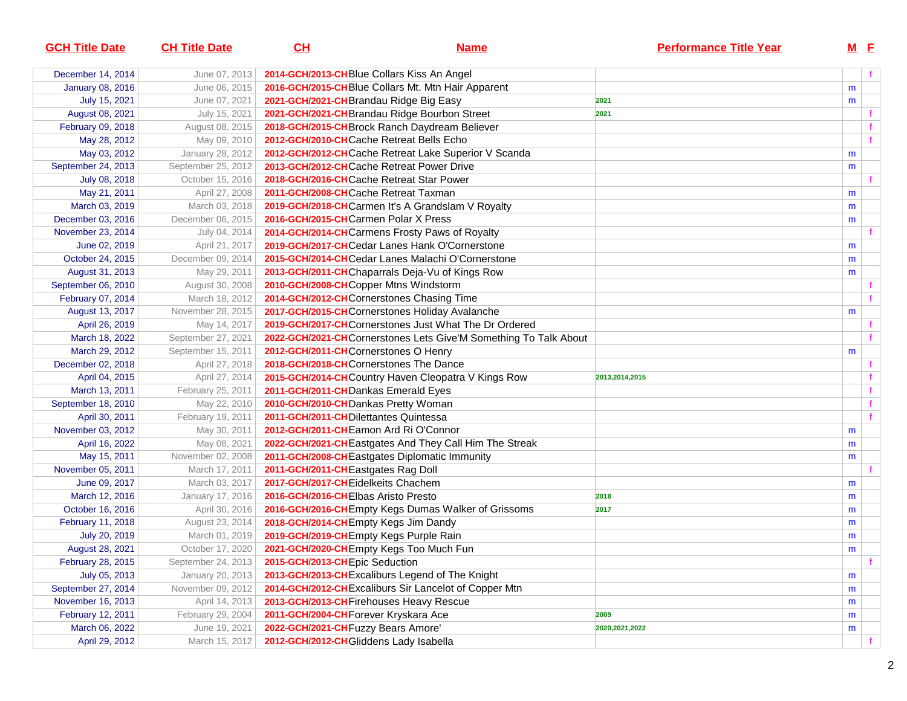| GCH Title Date | CH Title Date | CH | Name | Performance Title Year | M | F |
|---|---|---|---|---|---|---|
| December 14, 2014 | June 07, 2013 | 2014-GCH/2013-CH | Blue Collars Kiss An Angel | | | f |
| January 08, 2016 | June 06, 2015 | 2016-GCH/2015-CH | Blue Collars Mt. Mtn Hair Apparent | | m | |
| July 15, 2021 | June 07, 2021 | 2021-GCH/2021-CH | Brandau Ridge Big Easy | 2021 | m | |
| August 08, 2021 | July 15, 2021 | 2021-GCH/2021-CH | Brandau Ridge Bourbon Street | 2021 | | f |
| February 09, 2018 | August 08, 2015 | 2018-GCH/2015-CH | Brock Ranch Daydream Believer | | | f |
| May 28, 2012 | May 09, 2010 | 2012-GCH/2010-CH | Cache Retreat Bells Echo | | | f |
| May 03, 2012 | January 28, 2012 | 2012-GCH/2012-CH | Cache Retreat Lake Superior V Scanda | | m | |
| September 24, 2013 | September 25, 2012 | 2013-GCH/2012-CH | Cache Retreat Power Drive | | m | |
| July 08, 2018 | October 15, 2016 | 2018-GCH/2016-CH | Cache Retreat Star Power | | | f |
| May 21, 2011 | April 27, 2008 | 2011-GCH/2008-CH | Cache Retreat Taxman | | m | |
| March 03, 2019 | March 03, 2018 | 2019-GCH/2018-CH | Carmen It's A Grandslam V Royalty | | m | |
| December 03, 2016 | December 06, 2015 | 2016-GCH/2015-CH | Carmen Polar X Press | | m | |
| November 23, 2014 | July 04, 2014 | 2014-GCH/2014-CH | Carmens Frosty Paws of Royalty | | | f |
| June 02, 2019 | April 21, 2017 | 2019-GCH/2017-CH | Cedar Lanes Hank O'Cornerstone | | m | |
| October 24, 2015 | December 09, 2014 | 2015-GCH/2014-CH | Cedar Lanes Malachi O'Cornerstone | | m | |
| August 31, 2013 | May 29, 2011 | 2013-GCH/2011-CH | Chaparrals Deja-Vu of Kings Row | | m | |
| September 06, 2010 | August 30, 2008 | 2010-GCH/2008-CH | Copper Mtns Windstorm | | | f |
| February 07, 2014 | March 18, 2012 | 2014-GCH/2012-CH | Cornerstones Chasing Time | | | f |
| August 13, 2017 | November 28, 2015 | 2017-GCH/2015-CH | Cornerstones Holiday Avalanche | | m | |
| April 26, 2019 | May 14, 2017 | 2019-GCH/2017-CH | Cornerstones Just What The Dr Ordered | | | f |
| March 18, 2022 | September 27, 2021 | 2022-GCH/2021-CH | Cornerstones Lets Give'M Something To Talk About | | | f |
| March 29, 2012 | September 15, 2011 | 2012-GCH/2011-CH | Cornerstones O Henry | | m | |
| December 02, 2018 | April 27, 2018 | 2018-GCH/2018-CH | Cornerstones The Dance | | | f |
| April 04, 2015 | April 27, 2014 | 2015-GCH/2014-CH | Country Haven Cleopatra V Kings Row | 2013,2014,2015 | | f |
| March 13, 2011 | February 25, 2011 | 2011-GCH/2011-CH | Dankas Emerald Eyes | | | f |
| September 18, 2010 | May 22, 2010 | 2010-GCH/2010-CH | Dankas Pretty Woman | | | f |
| April 30, 2011 | February 19, 2011 | 2011-GCH/2011-CH | Dilettantes Quintessa | | | f |
| November 03, 2012 | May 30, 2011 | 2012-GCH/2011-CH | Eamon Ard Ri O'Connor | | m | |
| April 16, 2022 | May 08, 2021 | 2022-GCH/2021-CH | Eastgates And They Call Him The Streak | | m | |
| May 15, 2011 | November 02, 2008 | 2011-GCH/2008-CH | Eastgates Diplomatic Immunity | | m | |
| November 05, 2011 | March 17, 2011 | 2011-GCH/2011-CH | Eastgates Rag Doll | | | f |
| June 09, 2017 | March 03, 2017 | 2017-GCH/2017-CH | Eidelkeits Chachem | | m | |
| March 12, 2016 | January 17, 2016 | 2016-GCH/2016-CH | Elbas Aristo Presto | 2018 | m | |
| October 16, 2016 | April 30, 2016 | 2016-GCH/2016-CH | Empty Kegs Dumas Walker of Grissoms | 2017 | m | |
| February 11, 2018 | August 23, 2014 | 2018-GCH/2014-CH | Empty Kegs Jim Dandy | | m | |
| July 20, 2019 | March 01, 2019 | 2019-GCH/2019-CH | Empty Kegs Purple Rain | | m | |
| August 28, 2021 | October 17, 2020 | 2021-GCH/2020-CH | Empty Kegs Too Much Fun | | m | |
| February 28, 2015 | September 24, 2013 | 2015-GCH/2013-CH | Epic Seduction | | | f |
| July 05, 2013 | January 20, 2013 | 2013-GCH/2013-CH | Excaliburs Legend of The Knight | | m | |
| September 27, 2014 | November 09, 2012 | 2014-GCH/2012-CH | Excaliburs Sir Lancelot of Copper Mtn | | m | |
| November 16, 2013 | April 14, 2013 | 2013-GCH/2013-CH | Firehouses Heavy Rescue | | m | |
| February 12, 2011 | February 29, 2004 | 2011-GCH/2004-CH | Forever Kryskara Ace | 2009 | m | |
| March 06, 2022 | June 19, 2021 | 2022-GCH/2021-CH | Fuzzy Bears Amore' | 2020,2021,2022 | m | |
| April 29, 2012 | March 15, 2012 | 2012-GCH/2012-CH | Gliddens Lady Isabella | | | f |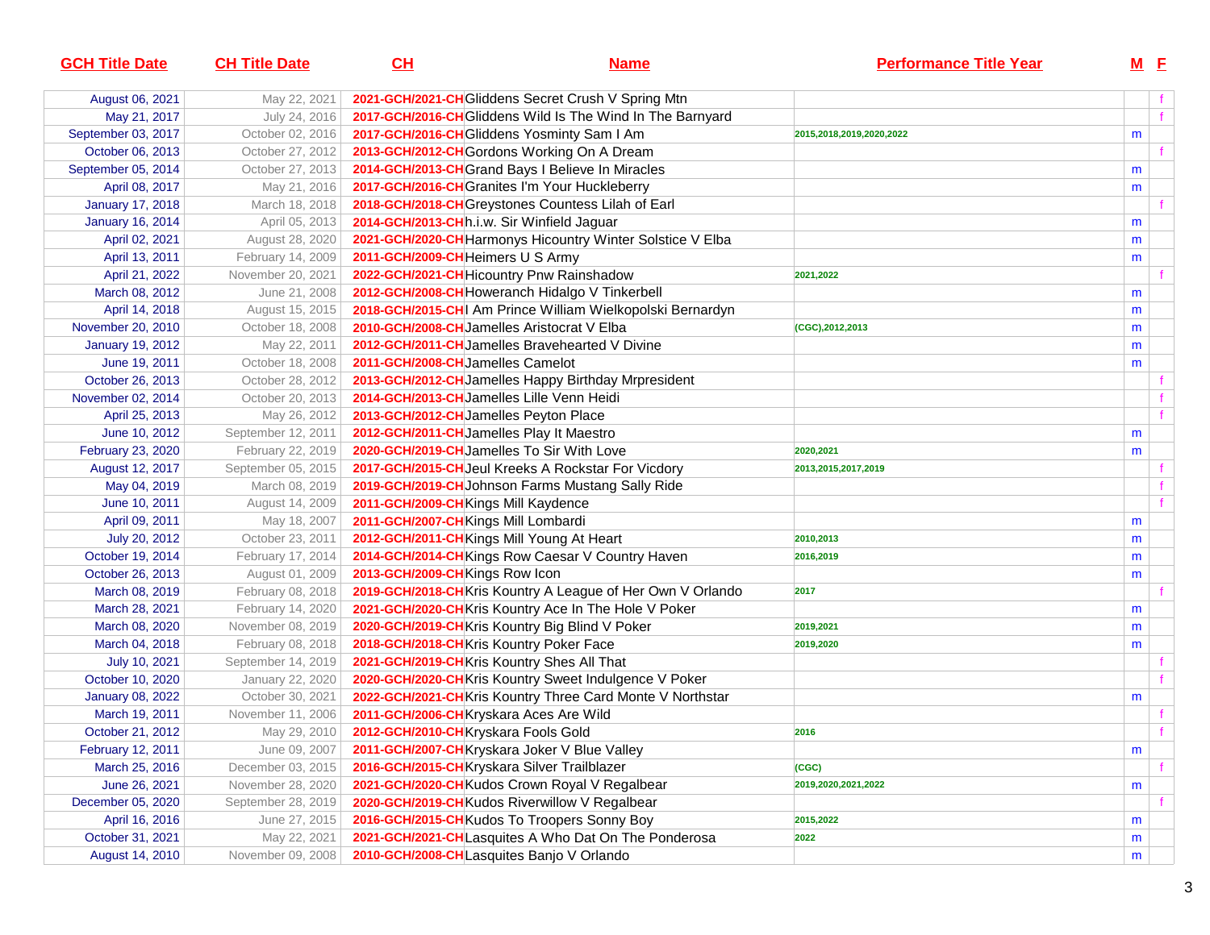| GCH Title Date | CH Title Date | CH | Name | Performance Title Year | M | F |
|---|---|---|---|---|---|---|
| August 06, 2021 | May 22, 2021 | 2021-GCH/2021-CH | Gliddens Secret Crush V Spring Mtn | | | f |
| May 21, 2017 | July 24, 2016 | 2017-GCH/2016-CH | Gliddens Wild Is The Wind In The Barnyard | | | f |
| September 03, 2017 | October 02, 2016 | 2017-GCH/2016-CH | Gliddens Yosminty Sam I Am | 2015,2018,2019,2020,2022 | m | |
| October 06, 2013 | October 27, 2012 | 2013-GCH/2012-CH | Gordons Working On A Dream | | | f |
| September 05, 2014 | October 27, 2013 | 2014-GCH/2013-CH | Grand Bays I Believe In Miracles | | m | |
| April 08, 2017 | May 21, 2016 | 2017-GCH/2016-CH | Granites I'm Your Huckleberry | | m | |
| January 17, 2018 | March 18, 2018 | 2018-GCH/2018-CH | Greystones Countess Lilah of Earl | | | f |
| January 16, 2014 | April 05, 2013 | 2014-GCH/2013-CH | h.i.w. Sir Winfield Jaguar | | m | |
| April 02, 2021 | August 28, 2020 | 2021-GCH/2020-CH | Harmonys Hicountry Winter Solstice V Elba | | m | |
| April 13, 2011 | February 14, 2009 | 2011-GCH/2009-CH | Heimers U S Army | | m | |
| April 21, 2022 | November 20, 2021 | 2022-GCH/2021-CH | Hicountry Pnw Rainshadow | 2021,2022 | | f |
| March 08, 2012 | June 21, 2008 | 2012-GCH/2008-CH | Howeranch Hidalgo V Tinkerbell | | m | |
| April 14, 2018 | August 15, 2015 | 2018-GCH/2015-CH | I Am Prince William Wielkopolski Bernardyn | | m | |
| November 20, 2010 | October 18, 2008 | 2010-GCH/2008-CH | Jamelles Aristocrat V Elba | (CGC),2012,2013 | m | |
| January 19, 2012 | May 22, 2011 | 2012-GCH/2011-CH | Jamelles Bravehearted V Divine | | m | |
| June 19, 2011 | October 18, 2008 | 2011-GCH/2008-CH | Jamelles Camelot | | m | |
| October 26, 2013 | October 28, 2012 | 2013-GCH/2012-CH | Jamelles Happy Birthday Mrpresident | | | f |
| November 02, 2014 | October 20, 2013 | 2014-GCH/2013-CH | Jamelles Lille Venn Heidi | | | f |
| April 25, 2013 | May 26, 2012 | 2013-GCH/2012-CH | Jamelles Peyton Place | | | f |
| June 10, 2012 | September 12, 2011 | 2012-GCH/2011-CH | Jamelles Play It Maestro | | m | |
| February 23, 2020 | February 22, 2019 | 2020-GCH/2019-CH | Jamelles To Sir With Love | 2020,2021 | m | |
| August 12, 2017 | September 05, 2015 | 2017-GCH/2015-CH | Jeul Kreeks A Rockstar For Vicdory | 2013,2015,2017,2019 | | f |
| May 04, 2019 | March 08, 2019 | 2019-GCH/2019-CH | Johnson Farms Mustang Sally Ride | | | f |
| June 10, 2011 | August 14, 2009 | 2011-GCH/2009-CH | Kings Mill Kaydence | | | f |
| April 09, 2011 | May 18, 2007 | 2011-GCH/2007-CH | Kings Mill Lombardi | | m | |
| July 20, 2012 | October 23, 2011 | 2012-GCH/2011-CH | Kings Mill Young At Heart | 2010,2013 | m | |
| October 19, 2014 | February 17, 2014 | 2014-GCH/2014-CH | Kings Row Caesar V Country Haven | 2016,2019 | m | |
| October 26, 2013 | August 01, 2009 | 2013-GCH/2009-CH | Kings Row Icon | | m | |
| March 08, 2019 | February 08, 2018 | 2019-GCH/2018-CH | Kris Kountry A League of Her Own V Orlando | 2017 | | f |
| March 28, 2021 | February 14, 2020 | 2021-GCH/2020-CH | Kris Kountry Ace In The Hole V Poker | | m | |
| March 08, 2020 | November 08, 2019 | 2020-GCH/2019-CH | Kris Kountry Big Blind V Poker | 2019,2021 | m | |
| March 04, 2018 | February 08, 2018 | 2018-GCH/2018-CH | Kris Kountry Poker Face | 2019,2020 | m | |
| July 10, 2021 | September 14, 2019 | 2021-GCH/2019-CH | Kris Kountry Shes All That | | | f |
| October 10, 2020 | January 22, 2020 | 2020-GCH/2020-CH | Kris Kountry Sweet Indulgence V Poker | | | f |
| January 08, 2022 | October 30, 2021 | 2022-GCH/2021-CH | Kris Kountry Three Card Monte V Northstar | | m | |
| March 19, 2011 | November 11, 2006 | 2011-GCH/2006-CH | Kryskara Aces Are Wild | | | f |
| October 21, 2012 | May 29, 2010 | 2012-GCH/2010-CH | Kryskara Fools Gold | 2016 | | f |
| February 12, 2011 | June 09, 2007 | 2011-GCH/2007-CH | Kryskara Joker V Blue Valley | | m | |
| March 25, 2016 | December 03, 2015 | 2016-GCH/2015-CH | Kryskara Silver Trailblazer | (CGC) | | f |
| June 26, 2021 | November 28, 2020 | 2021-GCH/2020-CH | Kudos Crown Royal V Regalbear | 2019,2020,2021,2022 | m | |
| December 05, 2020 | September 28, 2019 | 2020-GCH/2019-CH | Kudos Riverwillow V Regalbear | | | f |
| April 16, 2016 | June 27, 2015 | 2016-GCH/2015-CH | Kudos To Troopers Sonny Boy | 2015,2022 | m | |
| October 31, 2021 | May 22, 2021 | 2021-GCH/2021-CH | Lasquites A Who Dat On The Ponderosa | 2022 | m | |
| August 14, 2010 | November 09, 2008 | 2010-GCH/2008-CH | Lasquites Banjo V Orlando | | m | |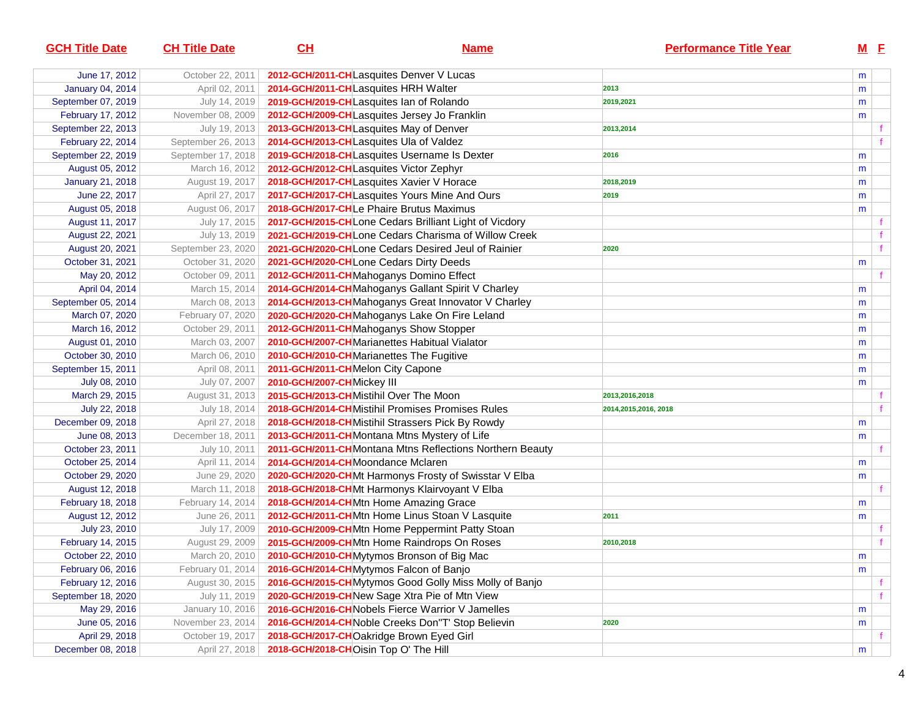| GCH Title Date | CH Title Date | CH | Name | Performance Title Year | M | F |
|---|---|---|---|---|---|---|
| June 17, 2012 | October 22, 2011 | 2012-GCH/2011-CH | Lasquites Denver V Lucas | | m | |
| January 04, 2014 | April 02, 2011 | 2014-GCH/2011-CH | Lasquites HRH Walter | 2013 | m | |
| September 07, 2019 | July 14, 2019 | 2019-GCH/2019-CH | Lasquites Ian of Rolando | 2019,2021 | m | |
| February 17, 2012 | November 08, 2009 | 2012-GCH/2009-CH | Lasquites Jersey Jo Franklin | | m | |
| September 22, 2013 | July 19, 2013 | 2013-GCH/2013-CH | Lasquites May of Denver | 2013,2014 | | f |
| February 22, 2014 | September 26, 2013 | 2014-GCH/2013-CH | Lasquites Ula of Valdez | | | f |
| September 22, 2019 | September 17, 2018 | 2019-GCH/2018-CH | Lasquites Username Is Dexter | 2016 | m | |
| August 05, 2012 | March 16, 2012 | 2012-GCH/2012-CH | Lasquites Victor Zephyr | | m | |
| January 21, 2018 | August 19, 2017 | 2018-GCH/2017-CH | Lasquites Xavier V Horace | 2018,2019 | m | |
| June 22, 2017 | April 27, 2017 | 2017-GCH/2017-CH | Lasquites Yours Mine And Ours | 2019 | m | |
| August 05, 2018 | August 06, 2017 | 2018-GCH/2017-CH | Le Phaire Brutus Maximus | | m | |
| August 11, 2017 | July 17, 2015 | 2017-GCH/2015-CH | Lone Cedars Brilliant Light of Vicdory | | | f |
| August 22, 2021 | July 13, 2019 | 2021-GCH/2019-CH | Lone Cedars Charisma of Willow Creek | | | f |
| August 20, 2021 | September 23, 2020 | 2021-GCH/2020-CH | Lone Cedars Desired Jeul of Rainier | 2020 | | f |
| October 31, 2021 | October 31, 2020 | 2021-GCH/2020-CH | Lone Cedars Dirty Deeds | | m | |
| May 20, 2012 | October 09, 2011 | 2012-GCH/2011-CH | Mahoganys Domino Effect | | | f |
| April 04, 2014 | March 15, 2014 | 2014-GCH/2014-CH | Mahoganys Gallant Spirit V Charley | | m | |
| September 05, 2014 | March 08, 2013 | 2014-GCH/2013-CH | Mahoganys Great Innovator V Charley | | m | |
| March 07, 2020 | February 07, 2020 | 2020-GCH/2020-CH | Mahoganys Lake On Fire Leland | | m | |
| March 16, 2012 | October 29, 2011 | 2012-GCH/2011-CH | Mahoganys Show Stopper | | m | |
| August 01, 2010 | March 03, 2007 | 2010-GCH/2007-CH | Marianettes Habitual Vialator | | m | |
| October 30, 2010 | March 06, 2010 | 2010-GCH/2010-CH | Marianettes The Fugitive | | m | |
| September 15, 2011 | April 08, 2011 | 2011-GCH/2011-CH | Melon City Capone | | m | |
| July 08, 2010 | July 07, 2007 | 2010-GCH/2007-CH | Mickey III | | m | |
| March 29, 2015 | August 31, 2013 | 2015-GCH/2013-CH | Mistihil Over The Moon | 2013,2016,2018 | | f |
| July 22, 2018 | July 18, 2014 | 2018-GCH/2014-CH | Mistihil Promises Promises Rules | 2014,2015,2016, 2018 | | f |
| December 09, 2018 | April 27, 2018 | 2018-GCH/2018-CH | Mistihil Strassers Pick By Rowdy | | m | |
| June 08, 2013 | December 18, 2011 | 2013-GCH/2011-CH | Montana Mtns Mystery of Life | | m | |
| October 23, 2011 | July 10, 2011 | 2011-GCH/2011-CH | Montana Mtns Reflections Northern Beauty | | | f |
| October 25, 2014 | April 11, 2014 | 2014-GCH/2014-CH | Moondance Mclaren | | m | |
| October 29, 2020 | June 29, 2020 | 2020-GCH/2020-CH | Mt Harmonys Frosty of Swisstar V Elba | | m | |
| August 12, 2018 | March 11, 2018 | 2018-GCH/2018-CH | Mt Harmonys Klairvoyant V Elba | | | f |
| February 18, 2018 | February 14, 2014 | 2018-GCH/2014-CH | Mtn Home Amazing Grace | | m | |
| August 12, 2012 | June 26, 2011 | 2012-GCH/2011-CH | Mtn Home Linus Stoan V Lasquite | 2011 | m | |
| July 23, 2010 | July 17, 2009 | 2010-GCH/2009-CH | Mtn Home Peppermint Patty Stoan | | | f |
| February 14, 2015 | August 29, 2009 | 2015-GCH/2009-CH | Mtn Home Raindrops On Roses | 2010,2018 | | f |
| October 22, 2010 | March 20, 2010 | 2010-GCH/2010-CH | Mytymos Bronson of Big Mac | | m | |
| February 06, 2016 | February 01, 2014 | 2016-GCH/2014-CH | Mytymos Falcon of Banjo | | m | |
| February 12, 2016 | August 30, 2015 | 2016-GCH/2015-CH | Mytymos Good Golly Miss Molly of Banjo | | | f |
| September 18, 2020 | July 11, 2019 | 2020-GCH/2019-CH | New Sage Xtra Pie of Mtn View | | | f |
| May 29, 2016 | January 10, 2016 | 2016-GCH/2016-CH | Nobels Fierce Warrior V Jamelles | | m | |
| June 05, 2016 | November 23, 2014 | 2016-GCH/2014-CH | Noble Creeks Don"T' Stop Believin | 2020 | m | |
| April 29, 2018 | October 19, 2017 | 2018-GCH/2017-CH | Oakridge Brown Eyed Girl | | | f |
| December 08, 2018 | April 27, 2018 | 2018-GCH/2018-CH | Oisin Top O' The Hill | | m | |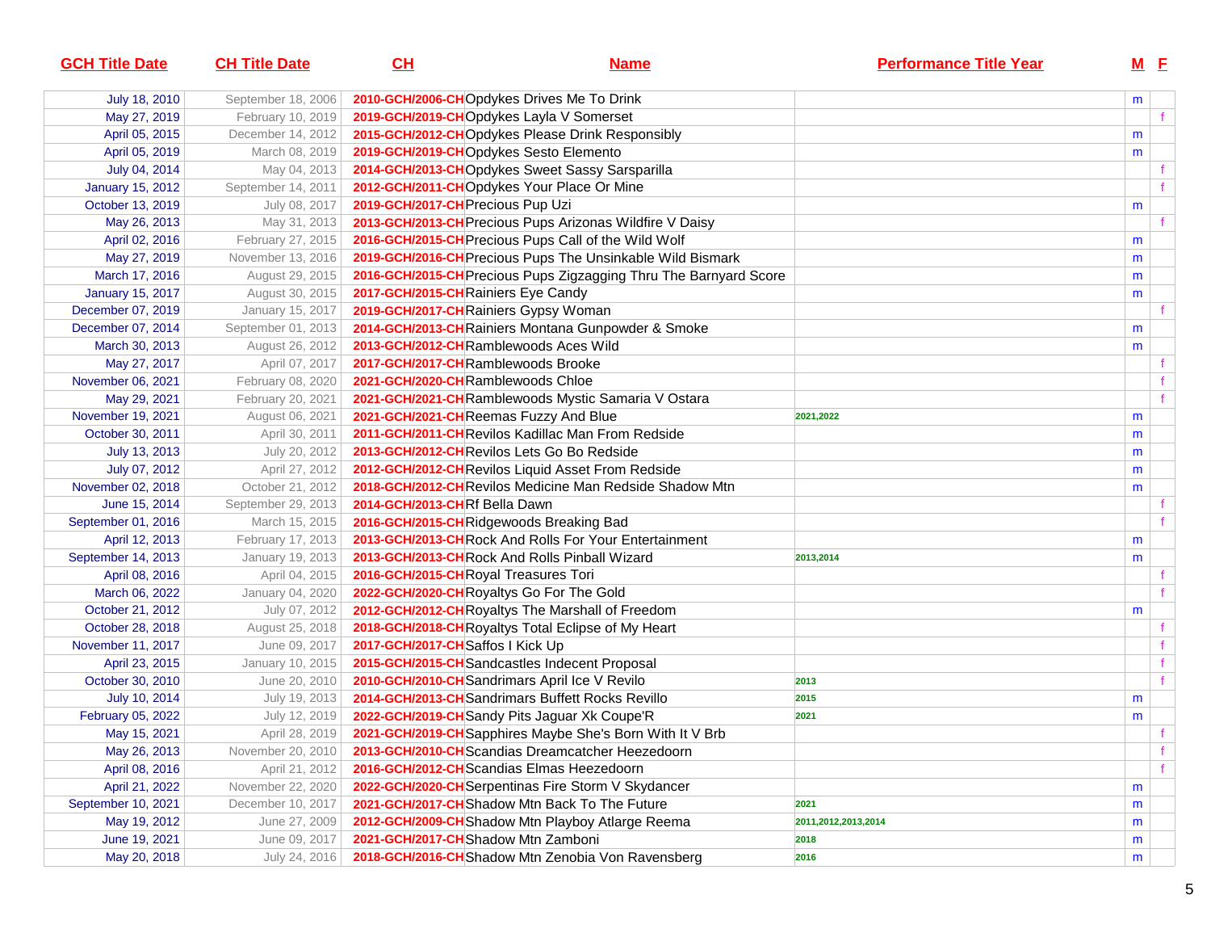| GCH Title Date | CH Title Date | CH | Name | Performance Title Year | M | F |
|---|---|---|---|---|---|---|
| July 18, 2010 | September 18, 2006 | 2010-GCH/2006-CH | Opdykes Drives Me To Drink | | m | |
| May 27, 2019 | February 10, 2019 | 2019-GCH/2019-CH | Opdykes Layla V Somerset | | | f |
| April 05, 2015 | December 14, 2012 | 2015-GCH/2012-CH | Opdykes Please Drink Responsibly | | m | |
| April 05, 2019 | March 08, 2019 | 2019-GCH/2019-CH | Opdykes Sesto Elemento | | m | |
| July 04, 2014 | May 04, 2013 | 2014-GCH/2013-CH | Opdykes Sweet Sassy Sarsparilla | | | f |
| January 15, 2012 | September 14, 2011 | 2012-GCH/2011-CH | Opdykes Your Place Or Mine | | | f |
| October 13, 2019 | July 08, 2017 | 2019-GCH/2017-CH | Precious Pup Uzi | | m | |
| May 26, 2013 | May 31, 2013 | 2013-GCH/2013-CH | Precious Pups Arizonas Wildfire V Daisy | | | f |
| April 02, 2016 | February 27, 2015 | 2016-GCH/2015-CH | Precious Pups Call of the Wild Wolf | | m | |
| May 27, 2019 | November 13, 2016 | 2019-GCH/2016-CH | Precious Pups The Unsinkable Wild Bismark | | m | |
| March 17, 2016 | August 29, 2015 | 2016-GCH/2015-CH | Precious Pups Zigzagging Thru The Barnyard Score | | m | |
| January 15, 2017 | August 30, 2015 | 2017-GCH/2015-CH | Rainiers Eye Candy | | m | |
| December 07, 2019 | January 15, 2017 | 2019-GCH/2017-CH | Rainiers Gypsy Woman | | | f |
| December 07, 2014 | September 01, 2013 | 2014-GCH/2013-CH | Rainiers Montana Gunpowder & Smoke | | m | |
| March 30, 2013 | August 26, 2012 | 2013-GCH/2012-CH | Ramblewoods Aces Wild | | m | |
| May 27, 2017 | April 07, 2017 | 2017-GCH/2017-CH | Ramblewoods Brooke | | | f |
| November 06, 2021 | February 08, 2020 | 2021-GCH/2020-CH | Ramblewoods Chloe | | | f |
| May 29, 2021 | February 20, 2021 | 2021-GCH/2021-CH | Ramblewoods Mystic Samaria V Ostara | | | f |
| November 19, 2021 | August 06, 2021 | 2021-GCH/2021-CH | Reemas Fuzzy And Blue | 2021,2022 | m | |
| October 30, 2011 | April 30, 2011 | 2011-GCH/2011-CH | Revilos Kadillac Man From Redside | | m | |
| July 13, 2013 | July 20, 2012 | 2013-GCH/2012-CH | Revilos Lets Go Bo Redside | | m | |
| July 07, 2012 | April 27, 2012 | 2012-GCH/2012-CH | Revilos Liquid Asset From Redside | | m | |
| November 02, 2018 | October 21, 2012 | 2018-GCH/2012-CH | Revilos Medicine Man Redside Shadow Mtn | | m | |
| June 15, 2014 | September 29, 2013 | 2014-GCH/2013-CH | Rf Bella Dawn | | | f |
| September 01, 2016 | March 15, 2015 | 2016-GCH/2015-CH | Ridgewoods Breaking Bad | | | f |
| April 12, 2013 | February 17, 2013 | 2013-GCH/2013-CH | Rock And Rolls For Your Entertainment | | m | |
| September 14, 2013 | January 19, 2013 | 2013-GCH/2013-CH | Rock And Rolls Pinball Wizard | 2013,2014 | m | |
| April 08, 2016 | April 04, 2015 | 2016-GCH/2015-CH | Royal Treasures Tori | | | f |
| March 06, 2022 | January 04, 2020 | 2022-GCH/2020-CH | Royaltys Go For The Gold | | | f |
| October 21, 2012 | July 07, 2012 | 2012-GCH/2012-CH | Royaltys The Marshall of Freedom | | m | |
| October 28, 2018 | August 25, 2018 | 2018-GCH/2018-CH | Royaltys Total Eclipse of My Heart | | | f |
| November 11, 2017 | June 09, 2017 | 2017-GCH/2017-CH | Saffos I Kick Up | | | f |
| April 23, 2015 | January 10, 2015 | 2015-GCH/2015-CH | Sandcastles Indecent Proposal | | | f |
| October 30, 2010 | June 20, 2010 | 2010-GCH/2010-CH | Sandrimars April Ice V Revilo | 2013 | | f |
| July 10, 2014 | July 19, 2013 | 2014-GCH/2013-CH | Sandrimars Buffett Rocks Revillo | 2015 | m | |
| February 05, 2022 | July 12, 2019 | 2022-GCH/2019-CH | Sandy Pits Jaguar Xk Coupe'R | 2021 | m | |
| May 15, 2021 | April 28, 2019 | 2021-GCH/2019-CH | Sapphires Maybe She's Born With It V Brb | | | f |
| May 26, 2013 | November 20, 2010 | 2013-GCH/2010-CH | Scandias Dreamcatcher Heezedoorn | | | f |
| April 08, 2016 | April 21, 2012 | 2016-GCH/2012-CH | Scandias Elmas Heezedoorn | | | f |
| April 21, 2022 | November 22, 2020 | 2022-GCH/2020-CH | Serpentinas Fire Storm V Skydancer | | m | |
| September 10, 2021 | December 10, 2017 | 2021-GCH/2017-CH | Shadow Mtn Back To The Future | 2021 | m | |
| May 19, 2012 | June 27, 2009 | 2012-GCH/2009-CH | Shadow Mtn Playboy Atlarge Reema | 2011,2012,2013,2014 | m | |
| June 19, 2021 | June 09, 2017 | 2021-GCH/2017-CH | Shadow Mtn Zamboni | 2018 | m | |
| May 20, 2018 | July 24, 2016 | 2018-GCH/2016-CH | Shadow Mtn Zenobia Von Ravensberg | 2016 | m | |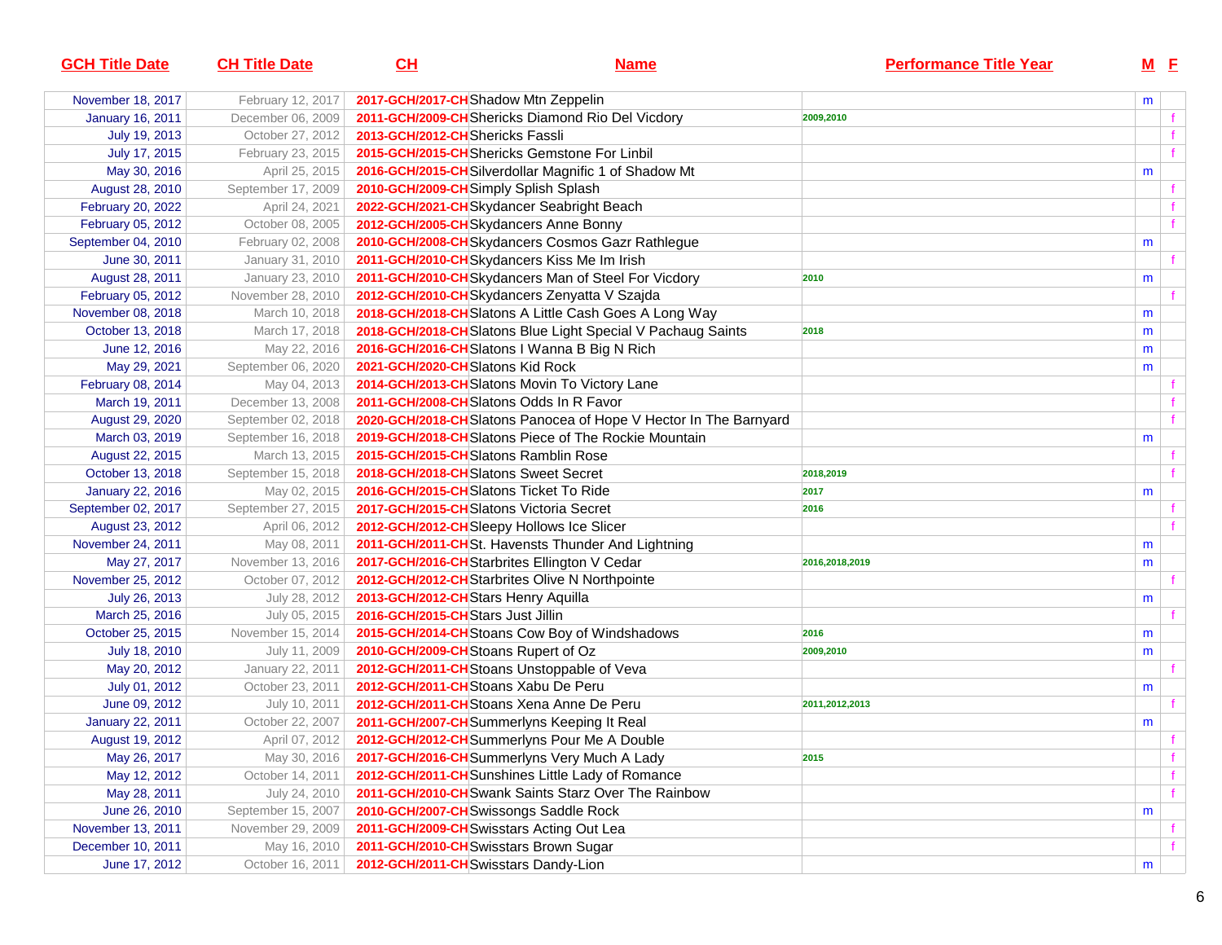| GCH Title Date | CH Title Date | CH | Name | Performance Title Year | M | F |
|---|---|---|---|---|---|---|
| November 18, 2017 | February 12, 2017 | 2017-GCH/2017-CH | Shadow Mtn Zeppelin | | m | |
| January 16, 2011 | December 06, 2009 | 2011-GCH/2009-CH | Shericks Diamond Rio Del Vicdory | 2009,2010 | | f |
| July 19, 2013 | October 27, 2012 | 2013-GCH/2012-CH | Shericks Fassli | | | f |
| July 17, 2015 | February 23, 2015 | 2015-GCH/2015-CH | Shericks Gemstone For Linbil | | | f |
| May 30, 2016 | April 25, 2015 | 2016-GCH/2015-CH | Silverdollar Magnific 1 of Shadow Mt | | m | |
| August 28, 2010 | September 17, 2009 | 2010-GCH/2009-CH | Simply Splish Splash | | | f |
| February 20, 2022 | April 24, 2021 | 2022-GCH/2021-CH | Skydancer Seabright Beach | | | f |
| February 05, 2012 | October 08, 2005 | 2012-GCH/2005-CH | Skydancers Anne Bonny | | | f |
| September 04, 2010 | February 02, 2008 | 2010-GCH/2008-CH | Skydancers Cosmos Gazr Rathlegue | | m | |
| June 30, 2011 | January 31, 2010 | 2011-GCH/2010-CH | Skydancers Kiss Me Im Irish | | | f |
| August 28, 2011 | January 23, 2010 | 2011-GCH/2010-CH | Skydancers Man of Steel For Vicdory | 2010 | m | |
| February 05, 2012 | November 28, 2010 | 2012-GCH/2010-CH | Skydancers Zenyatta V Szajda | | | f |
| November 08, 2018 | March 10, 2018 | 2018-GCH/2018-CH | Slatons A Little Cash Goes A Long Way | | m | |
| October 13, 2018 | March 17, 2018 | 2018-GCH/2018-CH | Slatons Blue Light Special V Pachaug Saints | 2018 | m | |
| June 12, 2016 | May 22, 2016 | 2016-GCH/2016-CH | Slatons I Wanna B Big N Rich | | m | |
| May 29, 2021 | September 06, 2020 | 2021-GCH/2020-CH | Slatons Kid Rock | | m | |
| February 08, 2014 | May 04, 2013 | 2014-GCH/2013-CH | Slatons Movin To Victory Lane | | | f |
| March 19, 2011 | December 13, 2008 | 2011-GCH/2008-CH | Slatons Odds In R Favor | | | f |
| August 29, 2020 | September 02, 2018 | 2020-GCH/2018-CH | Slatons Panocea of Hope V Hector In The Barnyard | | | f |
| March 03, 2019 | September 16, 2018 | 2019-GCH/2018-CH | Slatons Piece of The Rockie Mountain | | m | |
| August 22, 2015 | March 13, 2015 | 2015-GCH/2015-CH | Slatons Ramblin Rose | | | f |
| October 13, 2018 | September 15, 2018 | 2018-GCH/2018-CH | Slatons Sweet Secret | 2018,2019 | | f |
| January 22, 2016 | May 02, 2015 | 2016-GCH/2015-CH | Slatons Ticket To Ride | 2017 | m | |
| September 02, 2017 | September 27, 2015 | 2017-GCH/2015-CH | Slatons Victoria Secret | 2016 | | f |
| August 23, 2012 | April 06, 2012 | 2012-GCH/2012-CH | Sleepy Hollows Ice Slicer | | | f |
| November 24, 2011 | May 08, 2011 | 2011-GCH/2011-CH | St. Havensts Thunder And Lightning | | m | |
| May 27, 2017 | November 13, 2016 | 2017-GCH/2016-CH | Starbrites Ellington V Cedar | 2016,2018,2019 | m | |
| November 25, 2012 | October 07, 2012 | 2012-GCH/2012-CH | Starbrites Olive N Northpointe | | | f |
| July 26, 2013 | July 28, 2012 | 2013-GCH/2012-CH | Stars Henry Aquilla | | m | |
| March 25, 2016 | July 05, 2015 | 2016-GCH/2015-CH | Stars Just Jillin | | | f |
| October 25, 2015 | November 15, 2014 | 2015-GCH/2014-CH | Stoans Cow Boy of Windshadows | 2016 | m | |
| July 18, 2010 | July 11, 2009 | 2010-GCH/2009-CH | Stoans Rupert of Oz | 2009,2010 | m | |
| May 20, 2012 | January 22, 2011 | 2012-GCH/2011-CH | Stoans Unstoppable of Veva | | | f |
| July 01, 2012 | October 23, 2011 | 2012-GCH/2011-CH | Stoans Xabu De Peru | | m | |
| June 09, 2012 | July 10, 2011 | 2012-GCH/2011-CH | Stoans Xena Anne De Peru | 2011,2012,2013 | | f |
| January 22, 2011 | October 22, 2007 | 2011-GCH/2007-CH | Summerlyns Keeping It Real | | m | |
| August 19, 2012 | April 07, 2012 | 2012-GCH/2012-CH | Summerlyns Pour Me A Double | | | f |
| May 26, 2017 | May 30, 2016 | 2017-GCH/2016-CH | Summerlyns Very Much A Lady | 2015 | | f |
| May 12, 2012 | October 14, 2011 | 2012-GCH/2011-CH | Sunshines Little Lady of Romance | | | f |
| May 28, 2011 | July 24, 2010 | 2011-GCH/2010-CH | Swank Saints Starz Over The Rainbow | | | f |
| June 26, 2010 | September 15, 2007 | 2010-GCH/2007-CH | Swissongs Saddle Rock | | m | |
| November 13, 2011 | November 29, 2009 | 2011-GCH/2009-CH | Swisstars Acting Out Lea | | | f |
| December 10, 2011 | May 16, 2010 | 2011-GCH/2010-CH | Swisstars Brown Sugar | | | f |
| June 17, 2012 | October 16, 2011 | 2012-GCH/2011-CH | Swisstars Dandy-Lion | | m | |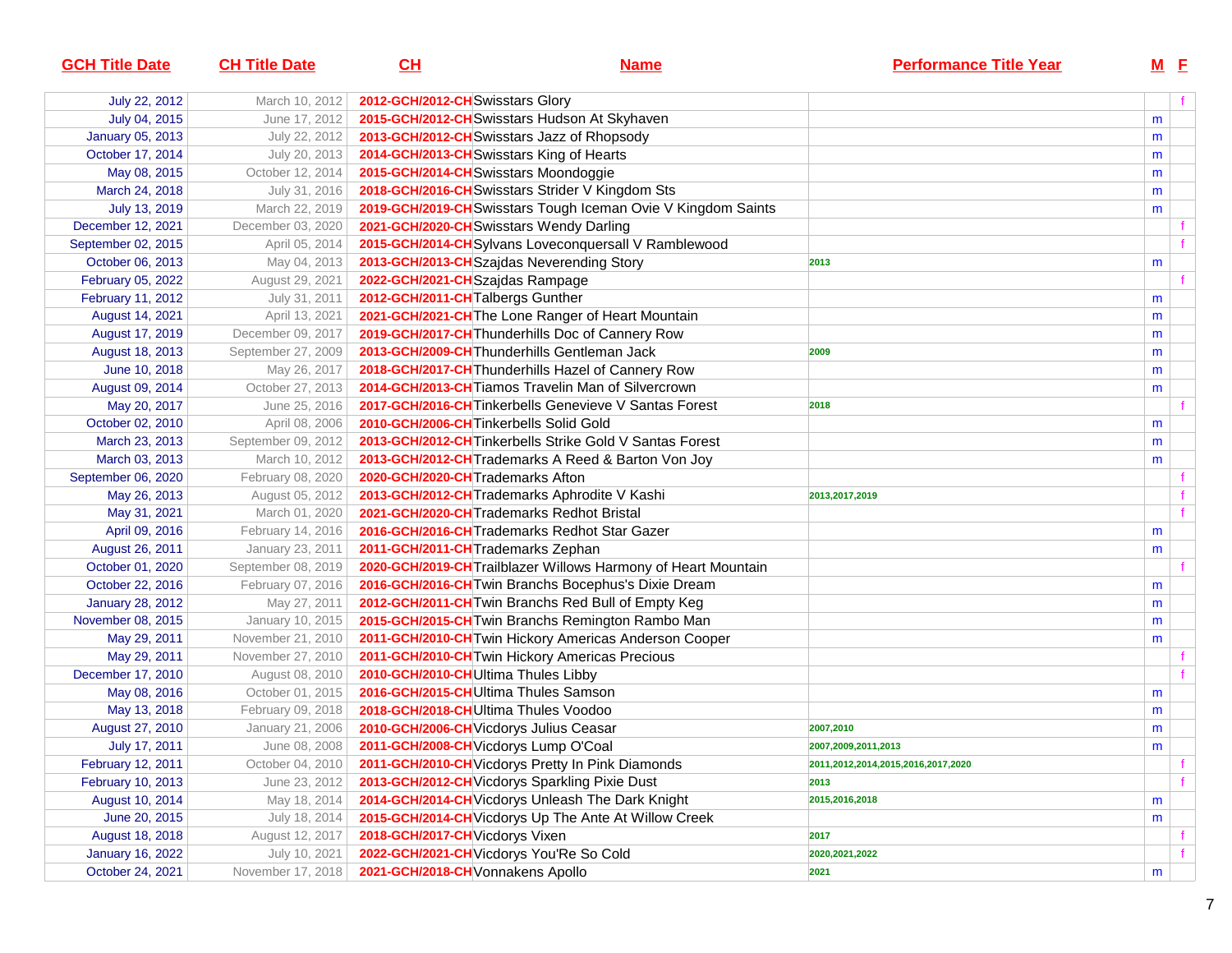| GCH Title Date | CH Title Date | CH | Name | Performance Title Year | M | F |
|---|---|---|---|---|---|---|
| July 22, 2012 | March 10, 2012 | 2012-GCH/2012-CH | Swisstars Glory | | | f |
| July 04, 2015 | June 17, 2012 | 2015-GCH/2012-CH | Swisstars Hudson At Skyhaven | | m | |
| January 05, 2013 | July 22, 2012 | 2013-GCH/2012-CH | Swisstars Jazz of Rhopsody | | m | |
| October 17, 2014 | July 20, 2013 | 2014-GCH/2013-CH | Swisstars King of Hearts | | m | |
| May 08, 2015 | October 12, 2014 | 2015-GCH/2014-CH | Swisstars Moondoggie | | m | |
| March 24, 2018 | July 31, 2016 | 2018-GCH/2016-CH | Swisstars Strider V Kingdom Sts | | m | |
| July 13, 2019 | March 22, 2019 | 2019-GCH/2019-CH | Swisstars Tough Iceman Ovie V Kingdom Saints | | m | |
| December 12, 2021 | December 03, 2020 | 2021-GCH/2020-CH | Swisstars Wendy Darling | | | f |
| September 02, 2015 | April 05, 2014 | 2015-GCH/2014-CH | Sylvans Loveconquersall V Ramblewood | | | f |
| October 06, 2013 | May 04, 2013 | 2013-GCH/2013-CH | Szajdas Neverending Story | 2013 | m | |
| February 05, 2022 | August 29, 2021 | 2022-GCH/2021-CH | Szajdas Rampage | | | f |
| February 11, 2012 | July 31, 2011 | 2012-GCH/2011-CH | Talbergs Gunther | | m | |
| August 14, 2021 | April 13, 2021 | 2021-GCH/2021-CH | The Lone Ranger of Heart Mountain | | m | |
| August 17, 2019 | December 09, 2017 | 2019-GCH/2017-CH | Thunderhills Doc of Cannery Row | | m | |
| August 18, 2013 | September 27, 2009 | 2013-GCH/2009-CH | Thunderhills Gentleman Jack | 2009 | m | |
| June 10, 2018 | May 26, 2017 | 2018-GCH/2017-CH | Thunderhills Hazel of Cannery Row | | m | |
| August 09, 2014 | October 27, 2013 | 2014-GCH/2013-CH | Tiamos Travelin Man of Silvercrown | | m | |
| May 20, 2017 | June 25, 2016 | 2017-GCH/2016-CH | Tinkerbells Genevieve V Santas Forest | 2018 | | f |
| October 02, 2010 | April 08, 2006 | 2010-GCH/2006-CH | Tinkerbells Solid Gold | | m | |
| March 23, 2013 | September 09, 2012 | 2013-GCH/2012-CH | Tinkerbells Strike Gold V Santas Forest | | m | |
| March 03, 2013 | March 10, 2012 | 2013-GCH/2012-CH | Trademarks A Reed & Barton Von Joy | | m | |
| September 06, 2020 | February 08, 2020 | 2020-GCH/2020-CH | Trademarks Afton | | | f |
| May 26, 2013 | August 05, 2012 | 2013-GCH/2012-CH | Trademarks Aphrodite V Kashi | 2013,2017,2019 | | f |
| May 31, 2021 | March 01, 2020 | 2021-GCH/2020-CH | Trademarks Redhot Bristal | | | f |
| April 09, 2016 | February 14, 2016 | 2016-GCH/2016-CH | Trademarks Redhot Star Gazer | | m | |
| August 26, 2011 | January 23, 2011 | 2011-GCH/2011-CH | Trademarks Zephan | | m | |
| October 01, 2020 | September 08, 2019 | 2020-GCH/2019-CH | Trailblazer Willows Harmony of Heart Mountain | | | f |
| October 22, 2016 | February 07, 2016 | 2016-GCH/2016-CH | Twin Branchs Bocephus's Dixie Dream | | m | |
| January 28, 2012 | May 27, 2011 | 2012-GCH/2011-CH | Twin Branchs Red Bull of Empty Keg | | m | |
| November 08, 2015 | January 10, 2015 | 2015-GCH/2015-CH | Twin Branchs Remington Rambo Man | | m | |
| May 29, 2011 | November 21, 2010 | 2011-GCH/2010-CH | Twin Hickory Americas Anderson Cooper | | m | |
| May 29, 2011 | November 27, 2010 | 2011-GCH/2010-CH | Twin Hickory Americas Precious | | | f |
| December 17, 2010 | August 08, 2010 | 2010-GCH/2010-CH | Ultima Thules Libby | | | f |
| May 08, 2016 | October 01, 2015 | 2016-GCH/2015-CH | Ultima Thules Samson | | m | |
| May 13, 2018 | February 09, 2018 | 2018-GCH/2018-CH | Ultima Thules Voodoo | | m | |
| August 27, 2010 | January 21, 2006 | 2010-GCH/2006-CH | Vicdorys Julius Ceasar | 2007,2010 | m | |
| July 17, 2011 | June 08, 2008 | 2011-GCH/2008-CH | Vicdorys Lump O'Coal | 2007,2009,2011,2013 | m | |
| February 12, 2011 | October 04, 2010 | 2011-GCH/2010-CH | Vicdorys Pretty In Pink Diamonds | 2011,2012,2014,2015,2016,2017,2020 | | f |
| February 10, 2013 | June 23, 2012 | 2013-GCH/2012-CH | Vicdorys Sparkling Pixie Dust | 2013 | | f |
| August 10, 2014 | May 18, 2014 | 2014-GCH/2014-CH | Vicdorys Unleash The Dark Knight | 2015,2016,2018 | m | |
| June 20, 2015 | July 18, 2014 | 2015-GCH/2014-CH | Vicdorys Up The Ante At Willow Creek | | m | |
| August 18, 2018 | August 12, 2017 | 2018-GCH/2017-CH | Vicdorys Vixen | 2017 | | f |
| January 16, 2022 | July 10, 2021 | 2022-GCH/2021-CH | Vicdorys You'Re So Cold | 2020,2021,2022 | | f |
| October 24, 2021 | November 17, 2018 | 2021-GCH/2018-CH | Vonnakens Apollo | 2021 | m | |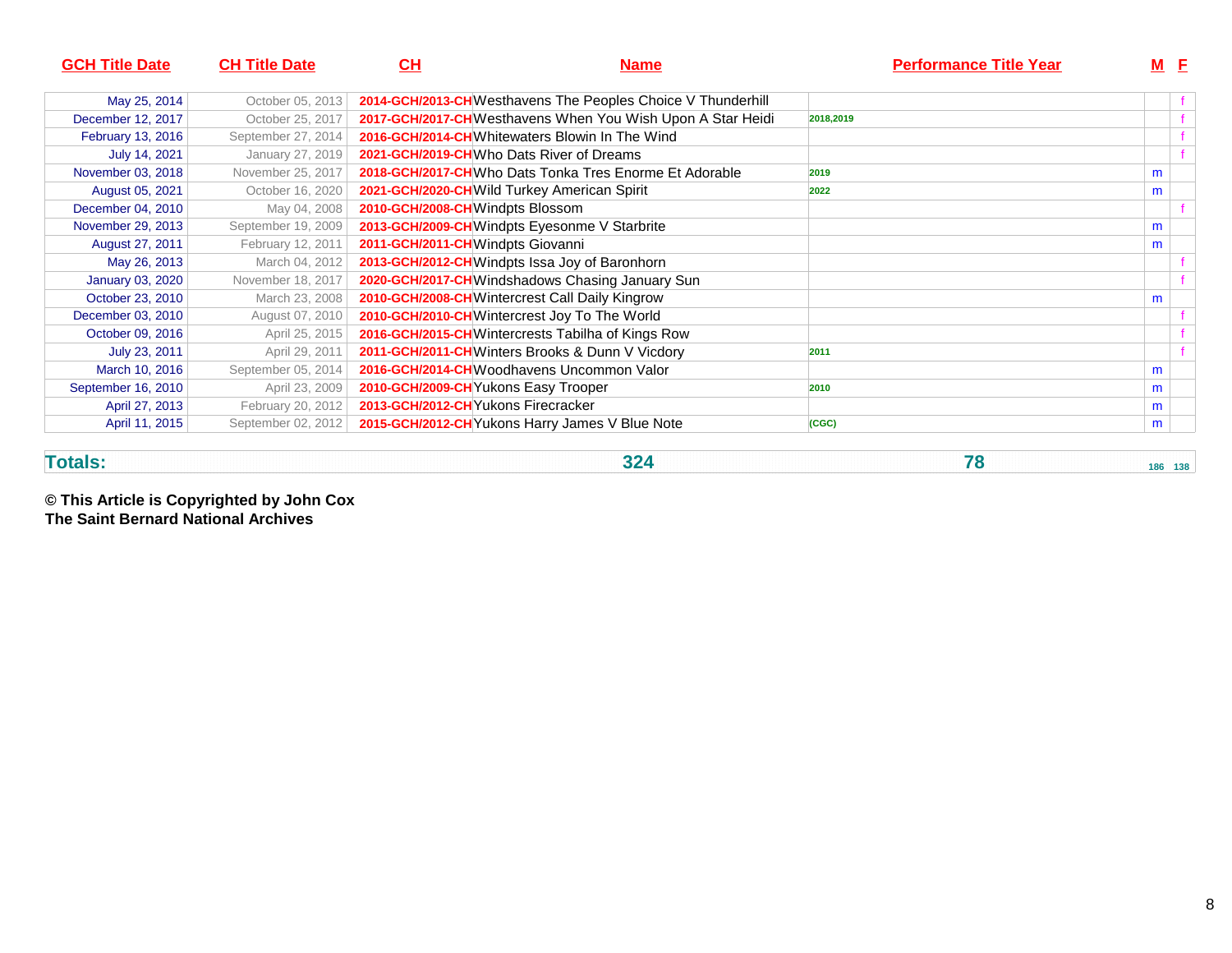| GCH Title Date | CH Title Date | CH | Name | Performance Title Year | M | F |
|---|---|---|---|---|---|---|
| May 25, 2014 | October 05, 2013 | 2014-GCH/2013-CH | Westhavens The Peoples Choice V Thunderhill | | | f |
| December 12, 2017 | October 25, 2017 | 2017-GCH/2017-CH | Westhavens When You Wish Upon A Star Heidi | 2018,2019 | | f |
| February 13, 2016 | September 27, 2014 | 2016-GCH/2014-CH | Whitewaters Blowin In The Wind | | | f |
| July 14, 2021 | January 27, 2019 | 2021-GCH/2019-CH | Who Dats River of Dreams | | | f |
| November 03, 2018 | November 25, 2017 | 2018-GCH/2017-CH | Who Dats Tonka Tres Enorme Et Adorable | 2019 | m | |
| August 05, 2021 | October 16, 2020 | 2021-GCH/2020-CH | Wild Turkey American Spirit | 2022 | m | |
| December 04, 2010 | May 04, 2008 | 2010-GCH/2008-CH | Windpts Blossom | | | f |
| November 29, 2013 | September 19, 2009 | 2013-GCH/2009-CH | Windpts Eyesonme V Starbrite | | m | |
| August 27, 2011 | February 12, 2011 | 2011-GCH/2011-CH | Windpts Giovanni | | m | |
| May 26, 2013 | March 04, 2012 | 2013-GCH/2012-CH | Windpts Issa Joy of Baronhorn | | | f |
| January 03, 2020 | November 18, 2017 | 2020-GCH/2017-CH | Windshadows Chasing January Sun | | | f |
| October 23, 2010 | March 23, 2008 | 2010-GCH/2008-CH | Wintercrest Call Daily Kingrow | | m | |
| December 03, 2010 | August 07, 2010 | 2010-GCH/2010-CH | Wintercrest Joy To The World | | | f |
| October 09, 2016 | April 25, 2015 | 2016-GCH/2015-CH | Wintercrests Tabilha of Kings Row | | | f |
| July 23, 2011 | April 29, 2011 | 2011-GCH/2011-CH | Winters Brooks & Dunn V Vicdory | 2011 | | f |
| March 10, 2016 | September 05, 2014 | 2016-GCH/2014-CH | Woodhavens Uncommon Valor | | m | |
| September 16, 2010 | April 23, 2009 | 2010-GCH/2009-CH | Yukons Easy Trooper | 2010 | m | |
| April 27, 2013 | February 20, 2012 | 2013-GCH/2012-CH | Yukons Firecracker | | m | |
| April 11, 2015 | September 02, 2012 | 2015-GCH/2012-CH | Yukons Harry James V Blue Note | (CGC) | m | |
| **Totals:** | | | **324** | **78** | 186 | 138 |

**© This Article is Copyrighted by John Cox**
**The Saint Bernard National Archives**